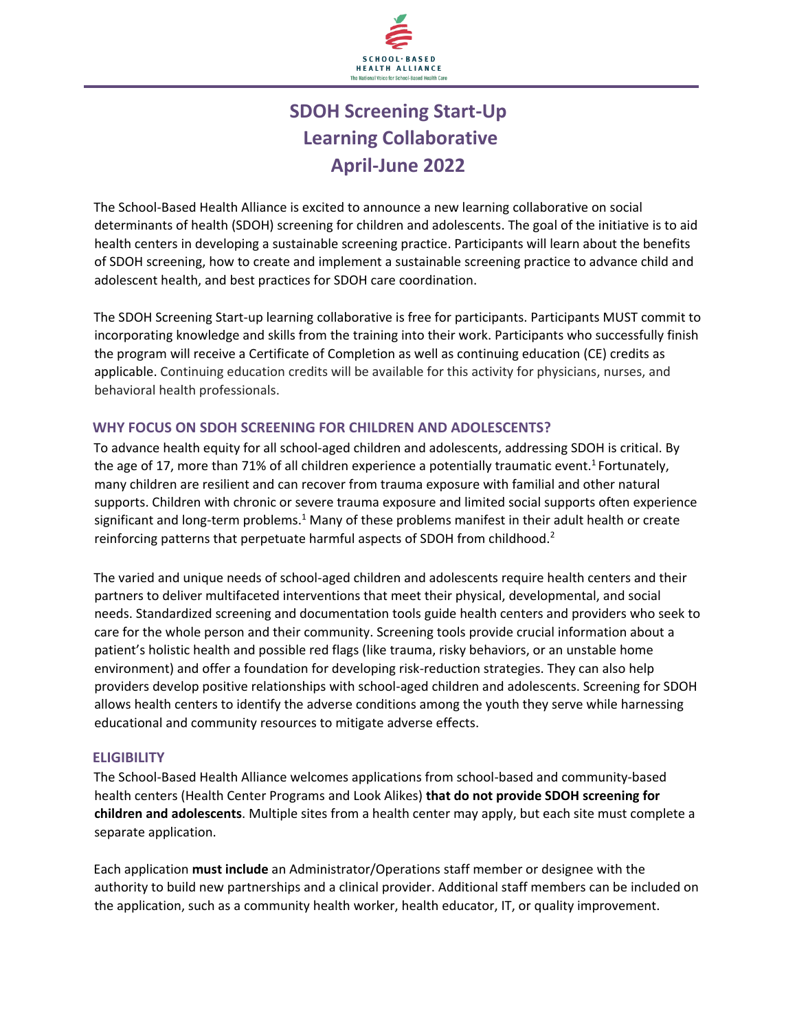# SDOH Screening Start-Up Learning Collaborative April-June 2022

The School-Based Health Alliance is excited to announce a new learning collaborative on social determinants of health (SDOH) screening for children and adolescents. The goal of the initiative is to aid health centers in developing a sustainable screening practice. Participants will learn about the benefits of SDOH screening, how to create and implement a sustainable screening practice to advance child and adolescent health, and best practices for SDOH care coordination.

The SDOH Screening Start-up learning collaborative is free for participants. Participants MUST commit to incorporating knowledge and skills from the training into their work. Participants who successfully finish the program will receive a Certificate of Completion as well as continuing education (CE) credits as applicable. Continuing education credits will be available for this activity for physicians, nurses, and behavioral health professionals.

## WHY FOCUS ON SDOH SCREENING FOR CHILDREN AND ADOLESCENTS?

To advance health equity for all school-aged children and adolescents, addressing SDOH is critical. By the age of 17, more than 71% of all children experience a potentially traumatic event.[1] Fortunately, many children are resilient and can recover from trauma exposure with familial and other natural supports. Children with chronic or severe trauma exposure and limited social supports often experience significant and long-term problems.[1] Many of these problems manifest in their adult health or create reinforcing patterns that perpetuate harmful aspects of SDOH from childhood.[2]

The varied and unique needs of school-aged children and adolescents require health centers and their partners to deliver multifaceted interventions that meet their physical, developmental, and social needs. Standardized screening and documentation tools guide health centers and providers who seek to care for the whole person and their community. Screening tools provide crucial information about a patient's holistic health and possible red flags (like trauma, risky behaviors, or an unstable home environment) and offer a foundation for developing risk-reduction strategies. They can also help providers develop positive relationships with school-aged children and adolescents. Screening for SDOH allows health centers to identify the adverse conditions among the youth they serve while harnessing educational and community resources to mitigate adverse effects.

## ELIGIBILITY

The School-Based Health Alliance welcomes applications from school-based and community-based health centers (Health Center Programs and Look Alikes) **that do not provide SDOH screening for children and adolescents**. Multiple sites from a health center may apply, but each site must complete a separate application.

Each application **must include** an Administrator/Operations staff member or designee with the authority to build new partnerships and a clinical provider. Additional staff members can be included on the application, such as a community health worker, health educator, IT, or quality improvement.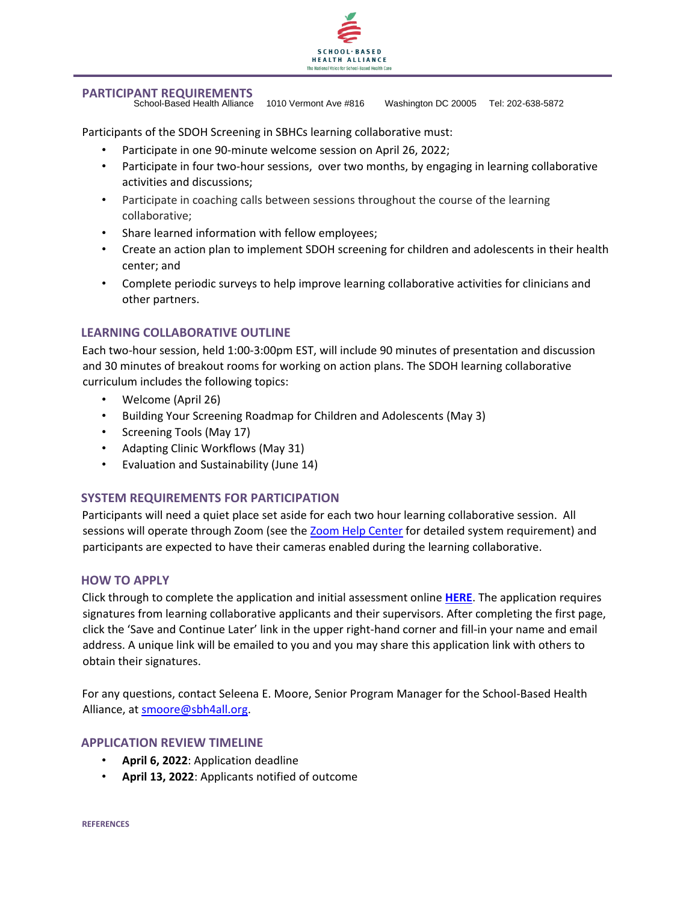## PARTICIPANT REQUIREMENTS

Participants of the SDOH Screening in SBHCs learning collaborative must:

- Participate in one 90-minute welcome session on April 26, 2022;
- Participate in four two-hour sessions, over two months, by engaging in learning collaborative activities and discussions;
- Participate in coaching calls between sessions throughout the course of the learning collaborative;
- Share learned information with fellow employees;
- Create an action plan to implement SDOH screening for children and adolescents in their health center; and
- Complete periodic surveys to help improve learning collaborative activities for clinicians and other partners.

## LEARNING COLLABORATIVE OUTLINE

Each two-hour session, held 1:00-3:00pm EST, will include 90 minutes of presentation and discussion and 30 minutes of breakout rooms for working on action plans. The SDOH learning collaborative curriculum includes the following topics:

- Welcome (April 26)
- Building Your Screening Roadmap for Children and Adolescents (May 3)
- Screening Tools (May 17)
- Adapting Clinic Workflows (May 31)
- Evaluation and Sustainability (June 14)

## SYSTEM REQUIREMENTS FOR PARTICIPATION

Participants will need a quiet place set aside for each two hour learning collaborative session. All sessions will operate through Zoom (see the Zoom Help Center for detailed system requirement) and participants are expected to have their cameras enabled during the learning collaborative.

## HOW TO APPLY

Click through to complete the application and initial assessment online **HERE**. The application requires signatures from learning collaborative applicants and their supervisors. After completing the first page, click the 'Save and Continue Later' link in the upper right-hand corner and fill-in your name and email address. A unique link will be emailed to you and you may share this application link with others to obtain their signatures.

For any questions, contact Seleena E. Moore, Senior Program Manager for the School-Based Health Alliance, at smoore@sbh4all.org.

## APPLICATION REVIEW TIMELINE

- **April 6, 2022**: Application deadline
- **April 13, 2022**: Applicants notified of outcome

**REFERENCES**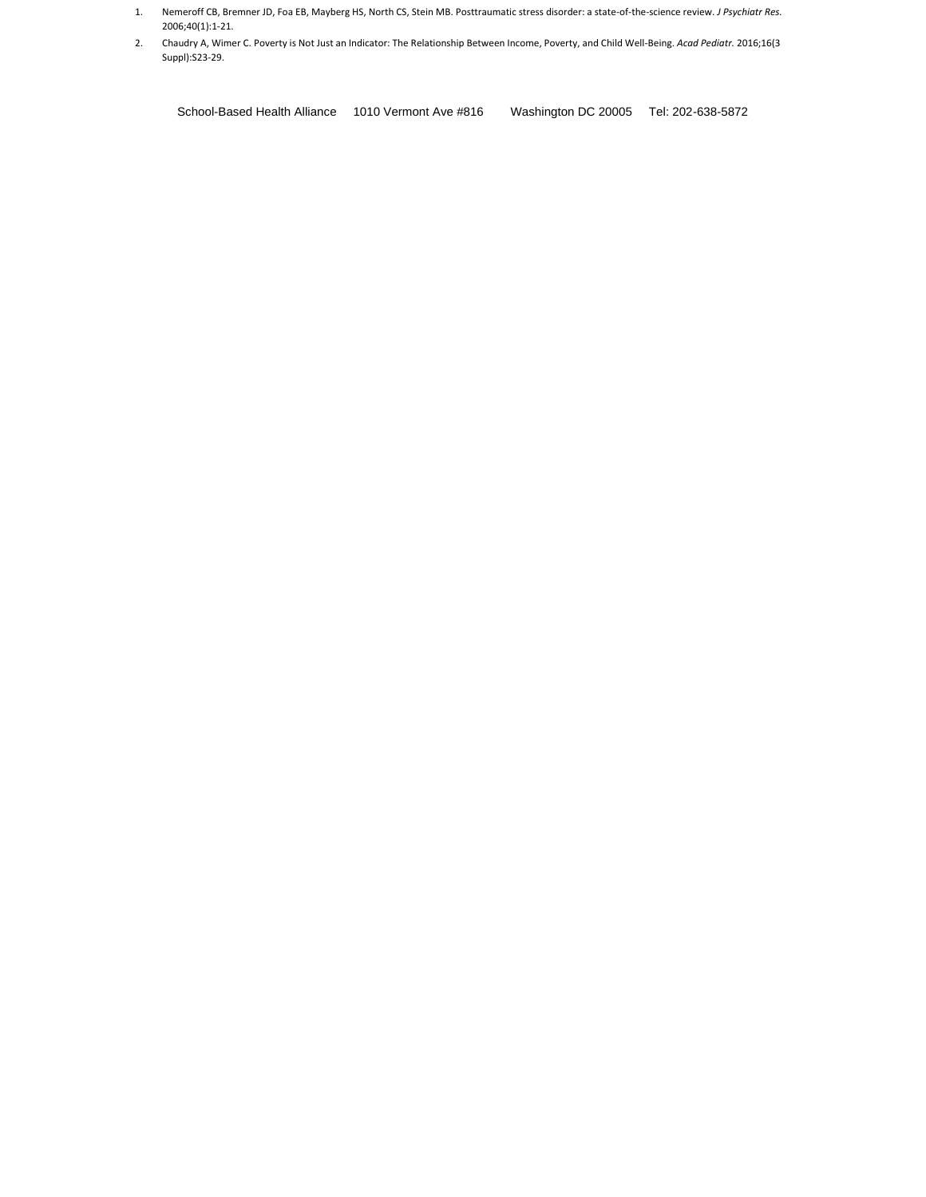1. Nemeroff CB, Bremner JD, Foa EB, Mayberg HS, North CS, Stein MB. Posttraumatic stress disorder: a state-of-the-science review. *J Psychiatr Res.* 2006;40(1):1-21.
2. Chaudry A, Wimer C. Poverty is Not Just an Indicator: The Relationship Between Income, Poverty, and Child Well-Being. *Acad Pediatr.* 2016;16(3 Suppl):S23-29.

School-Based Health Alliance 1010 Vermont Ave #816 Washington DC 20005 Tel: 202-638-5872